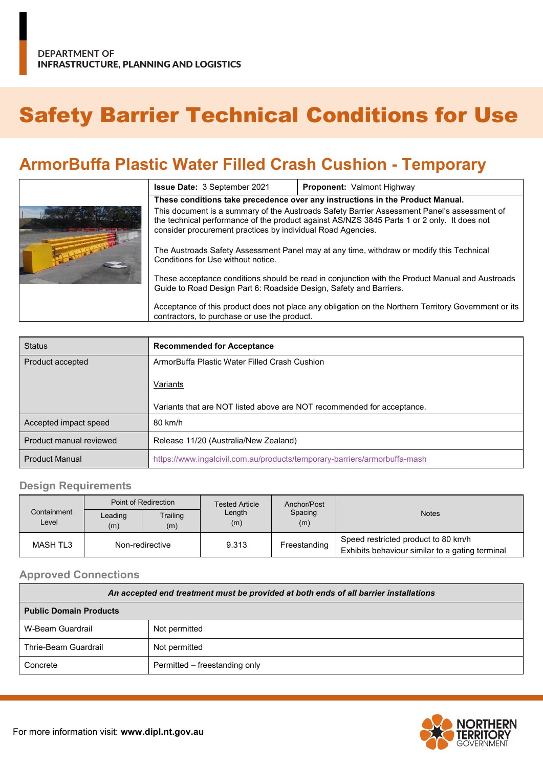DEPARTMENT OF
INFRASTRUCTURE, PLANNING AND LOGISTICS

# Safety Barrier Technical Conditions for Use

## ArmorBuffa Plastic Water Filled Crash Cushion - Temporary

| **Issue Date:** 3 September 2021 | **Proponent:** Valmont Highway |
|---|---|

**These conditions take precedence over any instructions in the Product Manual.**

This document is a summary of the Austroads Safety Barrier Assessment Panel's assessment of the technical performance of the product against AS/NZS 3845 Parts 1 or 2 only. It does not consider procurement practices by individual Road Agencies.

The Austroads Safety Assessment Panel may at any time, withdraw or modify this Technical Conditions for Use without notice.

These acceptance conditions should be read in conjunction with the Product Manual and Austroads Guide to Road Design Part 6: Roadside Design, Safety and Barriers.

Acceptance of this product does not place any obligation on the Northern Territory Government or its contractors, to purchase or use the product.

| Status | **Recommended for Acceptance** |
|---|---|
| Product accepted | ArmorBuffa Plastic Water Filled Crash Cushion<br><br>Variants<br><br>Variants that are NOT listed above are NOT recommended for acceptance. |
| Accepted impact speed | 80 km/h |
| Product manual reviewed | Release 11/20 (Australia/New Zealand) |
| Product Manual | https://www.ingalcivil.com.au/products/temporary-barriers/armorbuffa-mash |

### Design Requirements

| Containment Level | Point of Redirection | | Tested Article Length (m) | Anchor/Post Spacing (m) | Notes |
|---|---|---|---|---|---|
| | Leading (m) | Trailing (m) | | | |
| MASH TL3 | Non-redirective | | 9.313 | Freestanding | Speed restricted product to 80 km/h<br>Exhibits behaviour similar to a gating terminal |

### Approved Connections

| *An accepted end treatment must be provided at both ends of all barrier installations* | |
|---|---|
| **Public Domain Products** | |
| W-Beam Guardrail | Not permitted |
| Thrie-Beam Guardrail | Not permitted |
| Concrete | Permitted – freestanding only |

For more information visit: **www.dipl.nt.gov.au**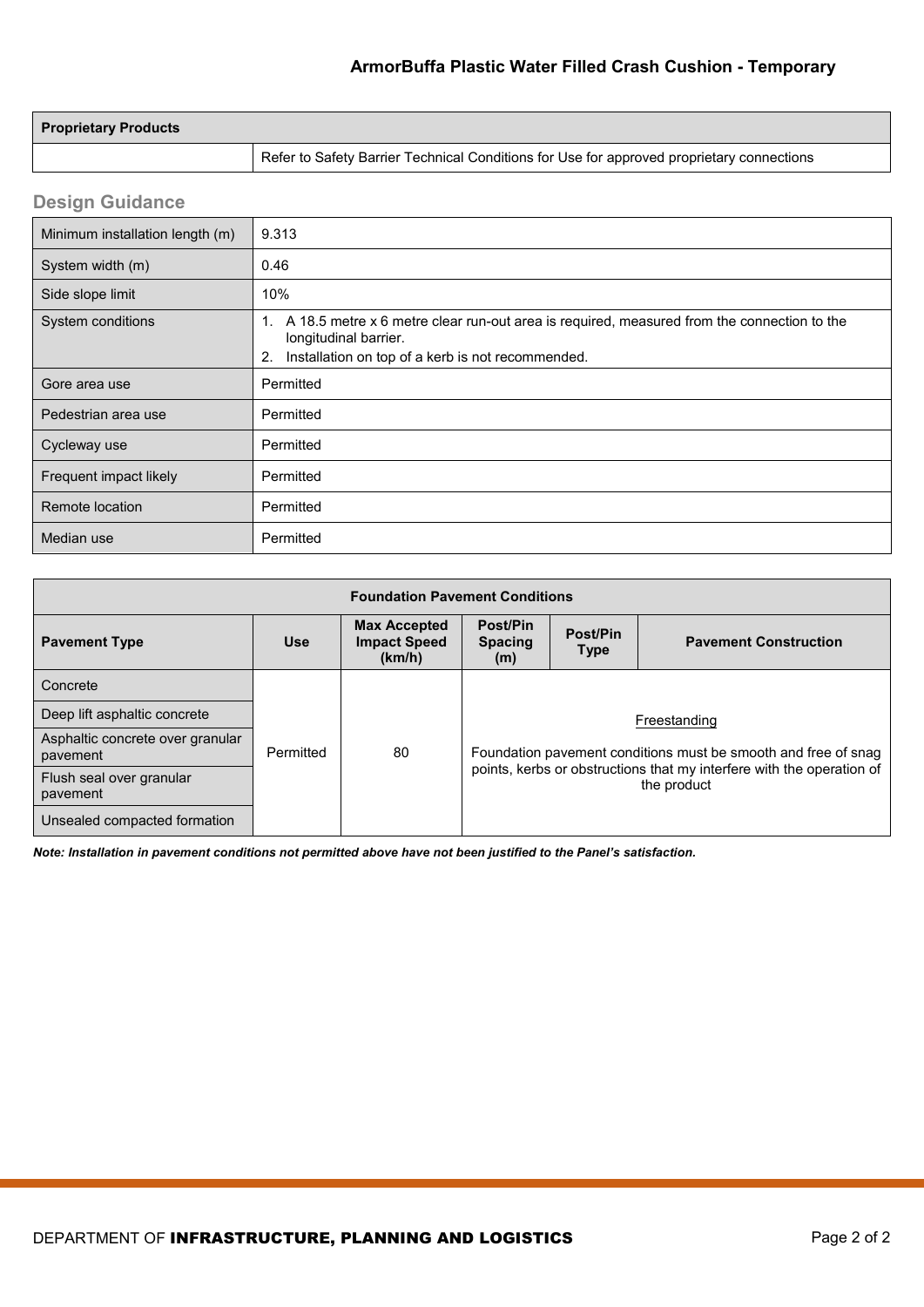## ArmorBuffa Plastic Water Filled Crash Cushion - Temporary

| **Proprietary Products** | |
|---|---|
| | Refer to Safety Barrier Technical Conditions for Use for approved proprietary connections |

### Design Guidance

| | |
|---|---|
| Minimum installation length (m) | 9.313 |
| System width (m) | 0.46 |
| Side slope limit | 10% |
| System conditions | 1. A 18.5 metre x 6 metre clear run-out area is required, measured from the connection to the longitudinal barrier.<br>2. Installation on top of a kerb is not recommended. |
| Gore area use | Permitted |
| Pedestrian area use | Permitted |
| Cycleway use | Permitted |
| Frequent impact likely | Permitted |
| Remote location | Permitted |
| Median use | Permitted |

| **Foundation Pavement Conditions** | | | | | |
|---|---|---|---|---|---|
| **Pavement Type** | **Use** | **Max Accepted Impact Speed (km/h)** | **Post/Pin Spacing (m)** | **Post/Pin Type** | **Pavement Construction** |
| Concrete | Permitted | 80 | Freestanding<br>Foundation pavement conditions must be smooth and free of snag points, kerbs or obstructions that my interfere with the operation of the product | | |
| Deep lift asphaltic concrete | | | | | |
| Asphaltic concrete over granular pavement | | | | | |
| Flush seal over granular pavement | | | | | |
| Unsealed compacted formation | | | | | |

***Note: Installation in pavement conditions not permitted above have not been justified to the Panel's satisfaction.***